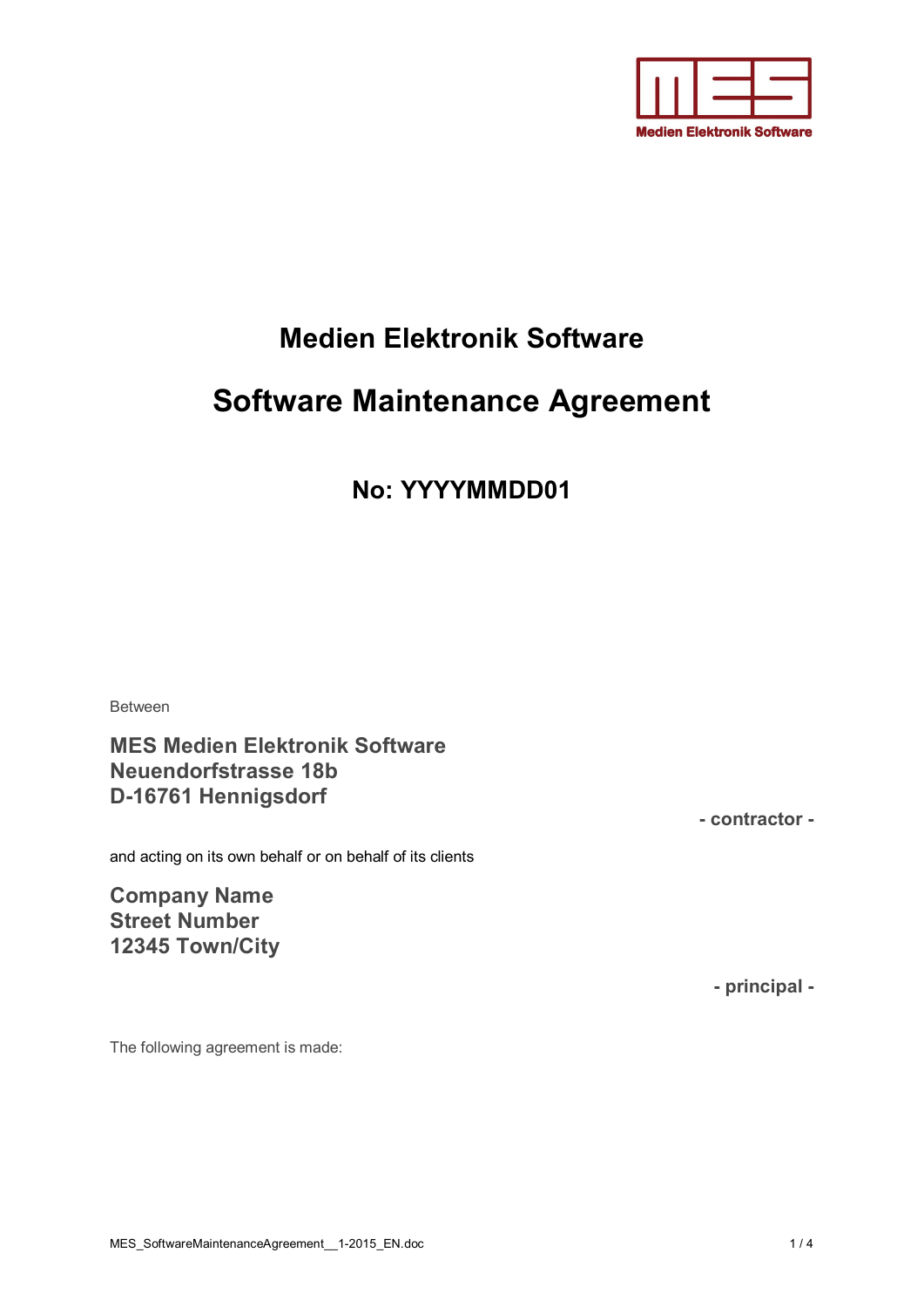# Medien Elektronik Software

# Software Maintenance Agreement

## No: YYYYMMDD01

Between

**MES Medien Elektronik Software**
**Neuendorfstrasse 18b**
**D-16761 Hennigsdorf**

**- contractor -**

and acting on its own behalf or on behalf of its clients

**Company Name**
**Street Number**
**12345 Town/City**

**- principal -**

The following agreement is made: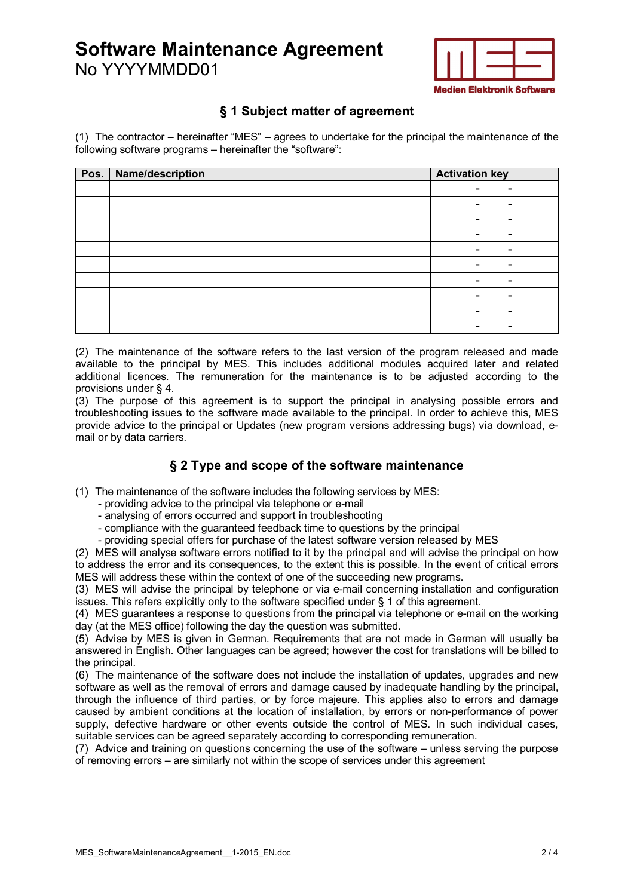# Software Maintenance Agreement
No YYYYMMDD01

Medien Elektronik Software

## § 1 Subject matter of agreement

(1) The contractor – hereinafter "MES" – agrees to undertake for the principal the maintenance of the following software programs – hereinafter the "software":

| Pos. | Name/description | Activation key |
|---|---|---|
| | | - - |
| | | - - |
| | | - - |
| | | - - |
| | | - - |
| | | - - |
| | | - - |
| | | - - |
| | | - - |
| | | - - |

(2) The maintenance of the software refers to the last version of the program released and made available to the principal by MES. This includes additional modules acquired later and related additional licences. The remuneration for the maintenance is to be adjusted according to the provisions under § 4.
(3) The purpose of this agreement is to support the principal in analysing possible errors and troubleshooting issues to the software made available to the principal. In order to achieve this, MES provide advice to the principal or Updates (new program versions addressing bugs) via download, e-mail or by data carriers.

## § 2 Type and scope of the software maintenance

(1) The maintenance of the software includes the following services by MES:
- providing advice to the principal via telephone or e-mail
- analysing of errors occurred and support in troubleshooting
- compliance with the guaranteed feedback time to questions by the principal
- providing special offers for purchase of the latest software version released by MES

(2) MES will analyse software errors notified to it by the principal and will advise the principal on how to address the error and its consequences, to the extent this is possible. In the event of critical errors MES will address these within the context of one of the succeeding new programs.
(3) MES will advise the principal by telephone or via e-mail concerning installation and configuration issues. This refers explicitly only to the software specified under § 1 of this agreement.
(4) MES guarantees a response to questions from the principal via telephone or e-mail on the working day (at the MES office) following the day the question was submitted.
(5) Advise by MES is given in German. Requirements that are not made in German will usually be answered in English. Other languages can be agreed; however the cost for translations will be billed to the principal.
(6) The maintenance of the software does not include the installation of updates, upgrades and new software as well as the removal of errors and damage caused by inadequate handling by the principal, through the influence of third parties, or by force majeure. This applies also to errors and damage caused by ambient conditions at the location of installation, by errors or non-performance of power supply, defective hardware or other events outside the control of MES. In such individual cases, suitable services can be agreed separately according to corresponding remuneration.
(7) Advice and training on questions concerning the use of the software – unless serving the purpose of removing errors – are similarly not within the scope of services under this agreement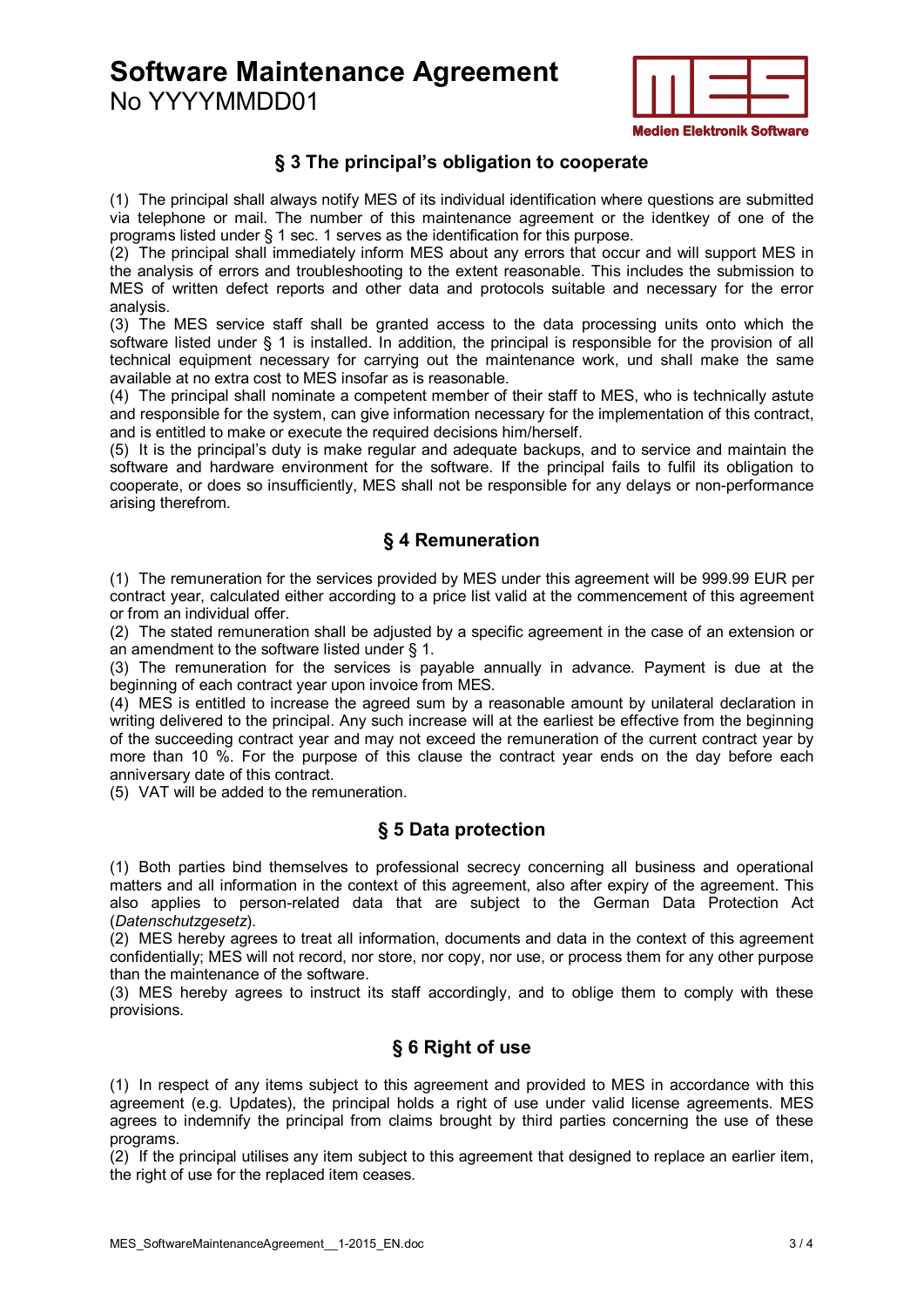## § 3 The principal's obligation to cooperate

(1) The principal shall always notify MES of its individual identification where questions are submitted via telephone or mail. The number of this maintenance agreement or the identkey of one of the programs listed under § 1 sec. 1 serves as the identification for this purpose.
(2) The principal shall immediately inform MES about any errors that occur and will support MES in the analysis of errors and troubleshooting to the extent reasonable. This includes the submission to MES of written defect reports and other data and protocols suitable and necessary for the error analysis.
(3) The MES service staff shall be granted access to the data processing units onto which the software listed under § 1 is installed. In addition, the principal is responsible for the provision of all technical equipment necessary for carrying out the maintenance work, und shall make the same available at no extra cost to MES insofar as is reasonable.
(4) The principal shall nominate a competent member of their staff to MES, who is technically astute and responsible for the system, can give information necessary for the implementation of this contract, and is entitled to make or execute the required decisions him/herself.
(5) It is the principal's duty is make regular and adequate backups, and to service and maintain the software and hardware environment for the software. If the principal fails to fulfil its obligation to cooperate, or does so insufficiently, MES shall not be responsible for any delays or non-performance arising therefrom.

## § 4 Remuneration

(1) The remuneration for the services provided by MES under this agreement will be 999.99 EUR per contract year, calculated either according to a price list valid at the commencement of this agreement or from an individual offer.
(2) The stated remuneration shall be adjusted by a specific agreement in the case of an extension or an amendment to the software listed under § 1.
(3) The remuneration for the services is payable annually in advance. Payment is due at the beginning of each contract year upon invoice from MES.
(4) MES is entitled to increase the agreed sum by a reasonable amount by unilateral declaration in writing delivered to the principal. Any such increase will at the earliest be effective from the beginning of the succeeding contract year and may not exceed the remuneration of the current contract year by more than 10 %. For the purpose of this clause the contract year ends on the day before each anniversary date of this contract.
(5) VAT will be added to the remuneration.

## § 5 Data protection

(1) Both parties bind themselves to professional secrecy concerning all business and operational matters and all information in the context of this agreement, also after expiry of the agreement. This also applies to person-related data that are subject to the German Data Protection Act (*Datenschutzgesetz*).
(2) MES hereby agrees to treat all information, documents and data in the context of this agreement confidentially; MES will not record, nor store, nor copy, nor use, or process them for any other purpose than the maintenance of the software.
(3) MES hereby agrees to instruct its staff accordingly, and to oblige them to comply with these provisions.

## § 6 Right of use

(1) In respect of any items subject to this agreement and provided to MES in accordance with this agreement (e.g. Updates), the principal holds a right of use under valid license agreements. MES agrees to indemnify the principal from claims brought by third parties concerning the use of these programs.
(2) If the principal utilises any item subject to this agreement that designed to replace an earlier item, the right of use for the replaced item ceases.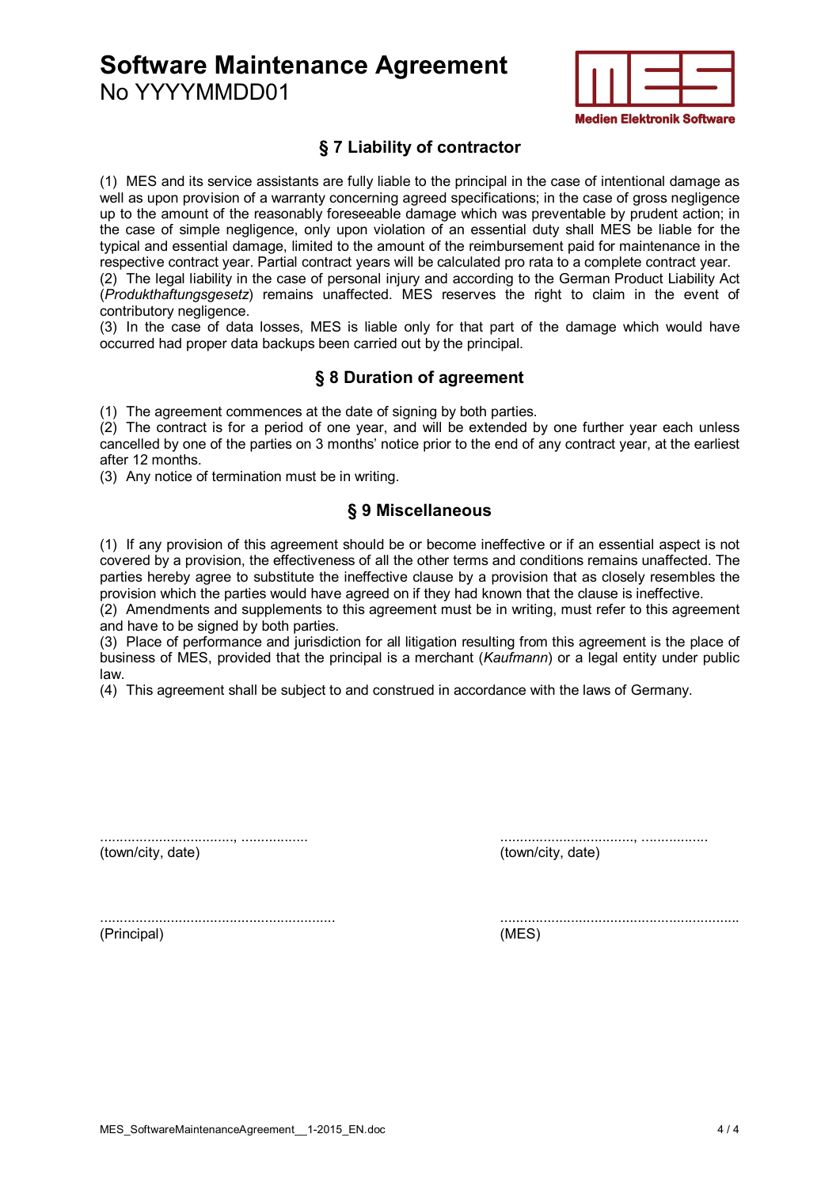## § 7 Liability of contractor

(1) MES and its service assistants are fully liable to the principal in the case of intentional damage as well as upon provision of a warranty concerning agreed specifications; in the case of gross negligence up to the amount of the reasonably foreseeable damage which was preventable by prudent action; in the case of simple negligence, only upon violation of an essential duty shall MES be liable for the typical and essential damage, limited to the amount of the reimbursement paid for maintenance in the respective contract year. Partial contract years will be calculated pro rata to a complete contract year.
(2) The legal liability in the case of personal injury and according to the German Product Liability Act (*Produkthaftungsgesetz*) remains unaffected. MES reserves the right to claim in the event of contributory negligence.
(3) In the case of data losses, MES is liable only for that part of the damage which would have occurred had proper data backups been carried out by the principal.

## § 8 Duration of agreement

(1) The agreement commences at the date of signing by both parties.
(2) The contract is for a period of one year, and will be extended by one further year each unless cancelled by one of the parties on 3 months' notice prior to the end of any contract year, at the earliest after 12 months.
(3) Any notice of termination must be in writing.

## § 9 Miscellaneous

(1) If any provision of this agreement should be or become ineffective or if an essential aspect is not covered by a provision, the effectiveness of all the other terms and conditions remains unaffected. The parties hereby agree to substitute the ineffective clause by a provision that as closely resembles the provision which the parties would have agreed on if they had known that the clause is ineffective.
(2) Amendments and supplements to this agreement must be in writing, must refer to this agreement and have to be signed by both parties.
(3) Place of performance and jurisdiction for all litigation resulting from this agreement is the place of business of MES, provided that the principal is a merchant (*Kaufmann*) or a legal entity under public law.
(4) This agreement shall be subject to and construed in accordance with the laws of Germany.

| | |
|---|---|
| ..................................., ................. | ..................................., ................. |
| (town/city, date) | (town/city, date) |
| ............................................................ | ............................................................ |
| (Principal) | (MES) |